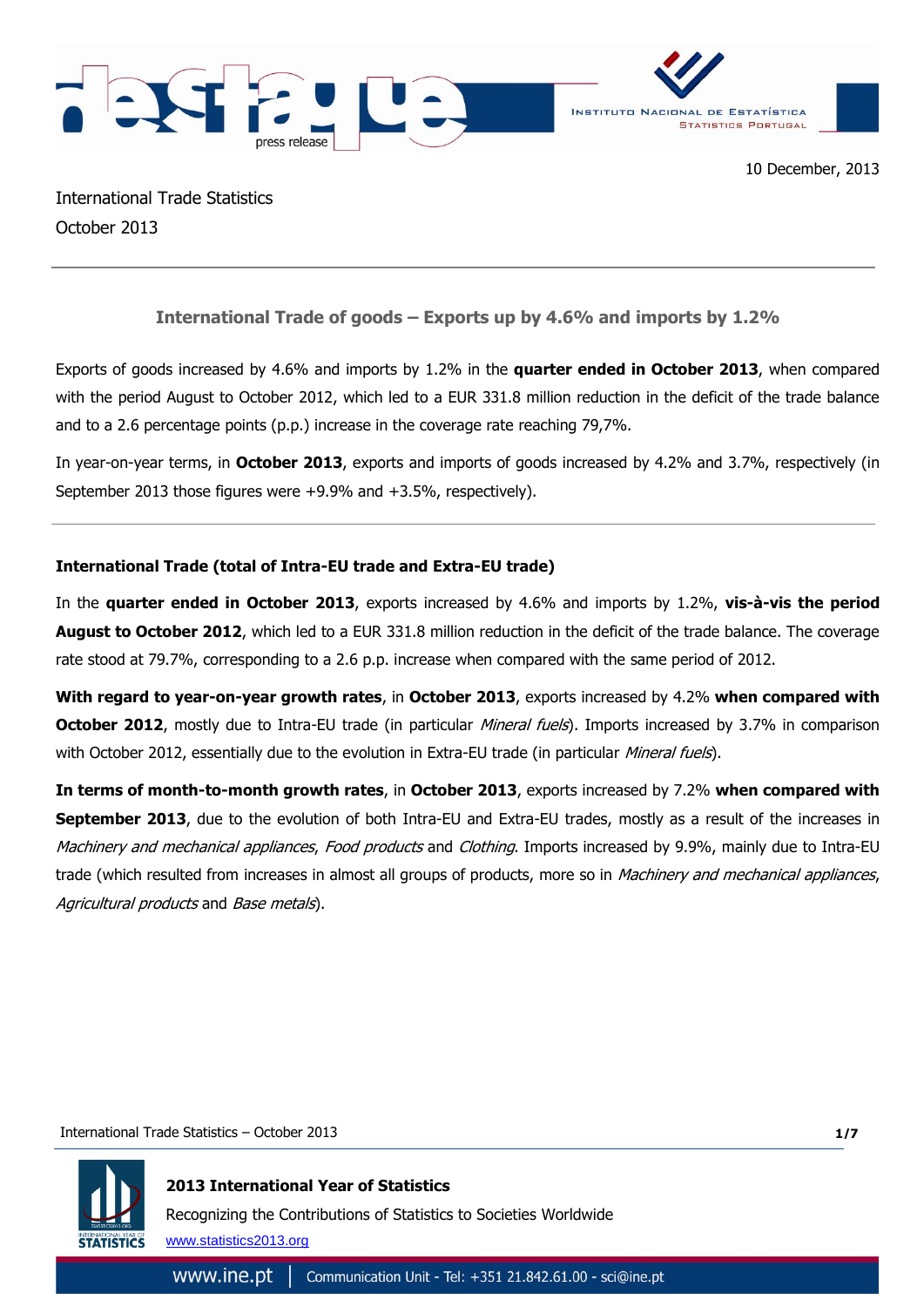10 December, 2013

International Trade Statistics
October 2013

## International Trade of goods – Exports up by 4.6% and imports by 1.2%

Exports of goods increased by 4.6% and imports by 1.2% in the **quarter ended in October 2013**, when compared with the period August to October 2012, which led to a EUR 331.8 million reduction in the deficit of the trade balance and to a 2.6 percentage points (p.p.) increase in the coverage rate reaching 79,7%.

In year-on-year terms, in **October 2013**, exports and imports of goods increased by 4.2% and 3.7%, respectively (in September 2013 those figures were +9.9% and +3.5%, respectively).

### International Trade (total of Intra-EU trade and Extra-EU trade)

In the **quarter ended in October 2013**, exports increased by 4.6% and imports by 1.2%, **vis-à-vis the period August to October 2012**, which led to a EUR 331.8 million reduction in the deficit of the trade balance. The coverage rate stood at 79.7%, corresponding to a 2.6 p.p. increase when compared with the same period of 2012.

**With regard to year-on-year growth rates**, in **October 2013**, exports increased by 4.2% **when compared with October 2012**, mostly due to Intra-EU trade (in particular *Mineral fuels*). Imports increased by 3.7% in comparison with October 2012, essentially due to the evolution in Extra-EU trade (in particular *Mineral fuels*).

**In terms of month-to-month growth rates**, in **October 2013**, exports increased by 7.2% **when compared with September 2013**, due to the evolution of both Intra-EU and Extra-EU trades, mostly as a result of the increases in *Machinery and mechanical appliances*, *Food products* and *Clothing*. Imports increased by 9.9%, mainly due to Intra-EU trade (which resulted from increases in almost all groups of products, more so in *Machinery and mechanical appliances*, *Agricultural products* and *Base metals*).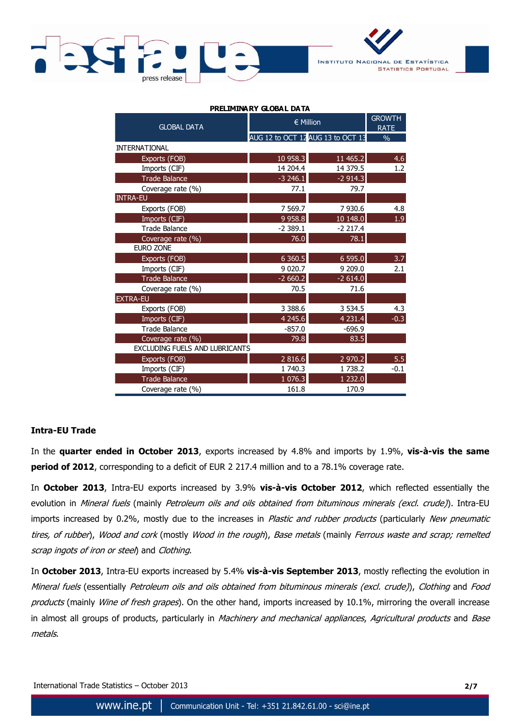**PRELIMINARY GLOBAL DATA**

| GLOBAL DATA | € Million | | GROWTH RATE |
|---|---|---|---|
| | AUG 12 to OCT 12 | AUG 13 to OCT 13 | % |
| INTERNATIONAL | | | |
| Exports (FOB) | 10 958.3 | 11 465.2 | 4.6 |
| Imports (CIF) | 14 204.4 | 14 379.5 | 1.2 |
| Trade Balance | -3 246.1 | -2 914.3 | |
| Coverage rate (%) | 77.1 | 79.7 | |
| INTRA-EU | | | |
| Exports (FOB) | 7 569.7 | 7 930.6 | 4.8 |
| Imports (CIF) | 9 958.8 | 10 148.0 | 1.9 |
| Trade Balance | -2 389.1 | -2 217.4 | |
| Coverage rate (%) | 76.0 | 78.1 | |
| EURO ZONE | | | |
| Exports (FOB) | 6 360.5 | 6 595.0 | 3.7 |
| Imports (CIF) | 9 020.7 | 9 209.0 | 2.1 |
| Trade Balance | -2 660.2 | -2 614.0 | |
| Coverage rate (%) | 70.5 | 71.6 | |
| EXTRA-EU | | | |
| Exports (FOB) | 3 388.6 | 3 534.5 | 4.3 |
| Imports (CIF) | 4 245.6 | 4 231.4 | -0.3 |
| Trade Balance | -857.0 | -696.9 | |
| Coverage rate (%) | 79.8 | 83.5 | |
| EXCLUDING FUELS AND LUBRICANTS | | | |
| Exports (FOB) | 2 816.6 | 2 970.2 | 5.5 |
| Imports (CIF) | 1 740.3 | 1 738.2 | -0.1 |
| Trade Balance | 1 076.3 | 1 232.0 | |
| Coverage rate (%) | 161.8 | 170.9 | |

**Intra-EU Trade**

In the **quarter ended in October 2013**, exports increased by 4.8% and imports by 1.9%, **vis-à-vis the same period of 2012**, corresponding to a deficit of EUR 2 217.4 million and to a 78.1% coverage rate.

In **October 2013**, Intra-EU exports increased by 3.9% **vis-à-vis October 2012**, which reflected essentially the evolution in *Mineral fuels* (mainly *Petroleum oils and oils obtained from bituminous minerals (excl. crude)*). Intra-EU imports increased by 0.2%, mostly due to the increases in *Plastic and rubber products* (particularly *New pneumatic tires, of rubber*), *Wood and cork* (mostly *Wood in the rough*), *Base metals* (mainly *Ferrous waste and scrap; remelted scrap ingots of iron or steel*) and *Clothing*.

In **October 2013**, Intra-EU exports increased by 5.4% **vis-à-vis September 2013**, mostly reflecting the evolution in *Mineral fuels* (essentially *Petroleum oils and oils obtained from bituminous minerals (excl. crude)*), *Clothing* and *Food products* (mainly *Wine of fresh grapes*). On the other hand, imports increased by 10.1%, mirroring the overall increase in almost all groups of products, particularly in *Machinery and mechanical appliances*, *Agricultural products* and *Base metals*.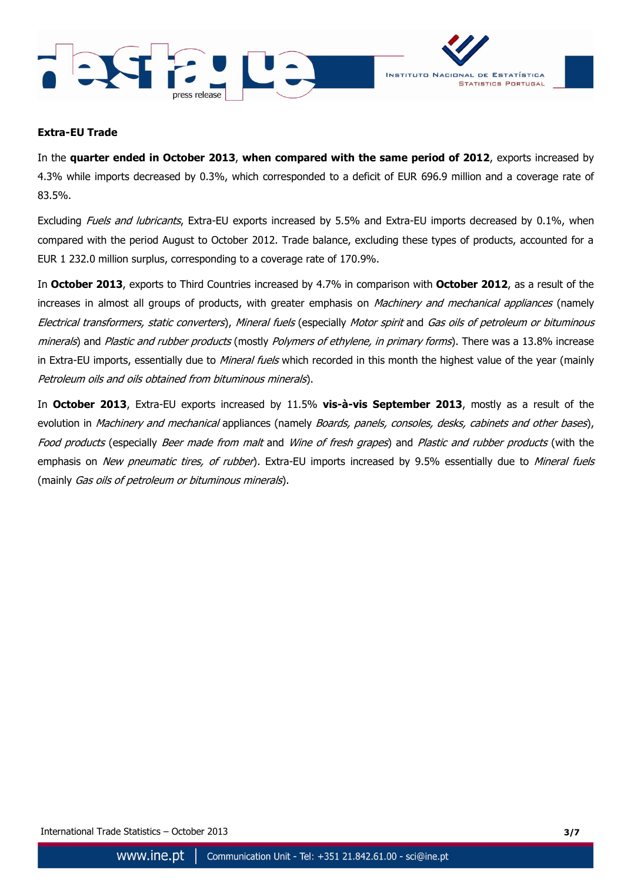### Extra-EU Trade

In the **quarter ended in October 2013**, **when compared with the same period of 2012**, exports increased by 4.3% while imports decreased by 0.3%, which corresponded to a deficit of EUR 696.9 million and a coverage rate of 83.5%.

Excluding *Fuels and lubricants*, Extra-EU exports increased by 5.5% and Extra-EU imports decreased by 0.1%, when compared with the period August to October 2012. Trade balance, excluding these types of products, accounted for a EUR 1 232.0 million surplus, corresponding to a coverage rate of 170.9%.

In **October 2013**, exports to Third Countries increased by 4.7% in comparison with **October 2012**, as a result of the increases in almost all groups of products, with greater emphasis on *Machinery and mechanical appliances* (namely *Electrical transformers, static converters*), *Mineral fuels* (especially *Motor spirit* and *Gas oils of petroleum or bituminous minerals*) and *Plastic and rubber products* (mostly *Polymers of ethylene, in primary forms*). There was a 13.8% increase in Extra-EU imports, essentially due to *Mineral fuels* which recorded in this month the highest value of the year (mainly *Petroleum oils and oils obtained from bituminous minerals*).

In **October 2013**, Extra-EU exports increased by 11.5% **vis-à-vis September 2013**, mostly as a result of the evolution in *Machinery and mechanical* appliances (namely *Boards, panels, consoles, desks, cabinets and other bases*), *Food products* (especially *Beer made from malt* and *Wine of fresh grapes*) and *Plastic and rubber products* (with the emphasis on *New pneumatic tires, of rubber*). Extra-EU imports increased by 9.5% essentially due to *Mineral fuels* (mainly *Gas oils of petroleum or bituminous minerals*).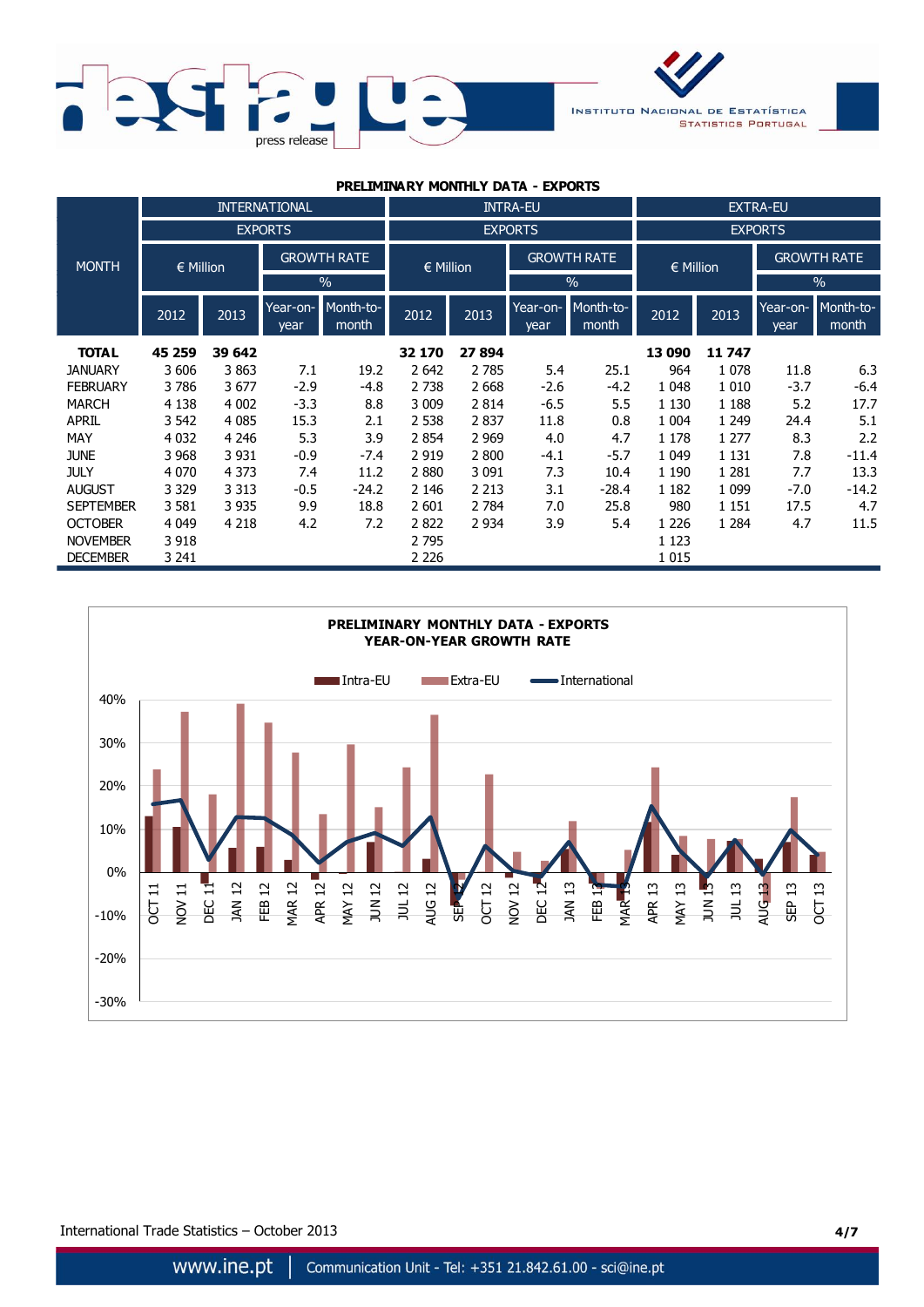**PRELIMINARY MONTHLY DATA - EXPORTS**

| MONTH | INTERNATIONAL EXPORTS | | | | INTRA-EU EXPORTS | | | | EXTRA-EU EXPORTS | | | |
|---|---|---|---|---|---|---|---|---|---|---|---|---|
| | € Million | | GROWTH RATE % | | € Million | | GROWTH RATE % | | € Million | | GROWTH RATE % | |
| | 2012 | 2013 | Year-on-year | Month-to-month | 2012 | 2013 | Year-on-year | Month-to-month | 2012 | 2013 | Year-on-year | Month-to-month |
| **TOTAL** | **45 259** | **39 642** | | | **32 170** | **27 894** | | | **13 090** | **11 747** | | |
| JANUARY | 3 606 | 3 863 | 7.1 | 19.2 | 2 642 | 2 785 | 5.4 | 25.1 | 964 | 1 078 | 11.8 | 6.3 |
| FEBRUARY | 3 786 | 3 677 | -2.9 | -4.8 | 2 738 | 2 668 | -2.6 | -4.2 | 1 048 | 1 010 | -3.7 | -6.4 |
| MARCH | 4 138 | 4 002 | -3.3 | 8.8 | 3 009 | 2 814 | -6.5 | 5.5 | 1 130 | 1 188 | 5.2 | 17.7 |
| APRIL | 3 542 | 4 085 | 15.3 | 2.1 | 2 538 | 2 837 | 11.8 | 0.8 | 1 004 | 1 249 | 24.4 | 5.1 |
| MAY | 4 032 | 4 246 | 5.3 | 3.9 | 2 854 | 2 969 | 4.0 | 4.7 | 1 178 | 1 277 | 8.3 | 2.2 |
| JUNE | 3 968 | 3 931 | -0.9 | -7.4 | 2 919 | 2 800 | -4.1 | -5.7 | 1 049 | 1 131 | 7.8 | -11.4 |
| JULY | 4 070 | 4 373 | 7.4 | 11.2 | 2 880 | 3 091 | 7.3 | 10.4 | 1 190 | 1 281 | 7.7 | 13.3 |
| AUGUST | 3 329 | 3 313 | -0.5 | -24.2 | 2 146 | 2 213 | 3.1 | -28.4 | 1 182 | 1 099 | -7.0 | -14.2 |
| SEPTEMBER | 3 581 | 3 935 | 9.9 | 18.8 | 2 601 | 2 784 | 7.0 | 25.8 | 980 | 1 151 | 17.5 | 4.7 |
| OCTOBER | 4 049 | 4 218 | 4.2 | 7.2 | 2 822 | 2 934 | 3.9 | 5.4 | 1 226 | 1 284 | 4.7 | 11.5 |
| NOVEMBER | 3 918 | | | | 2 795 | | | | 1 123 | | | |
| DECEMBER | 3 241 | | | | 2 226 | | | | 1 015 | | | |

**PRELIMINARY MONTHLY DATA - EXPORTS**
**YEAR-ON-YEAR GROWTH RATE**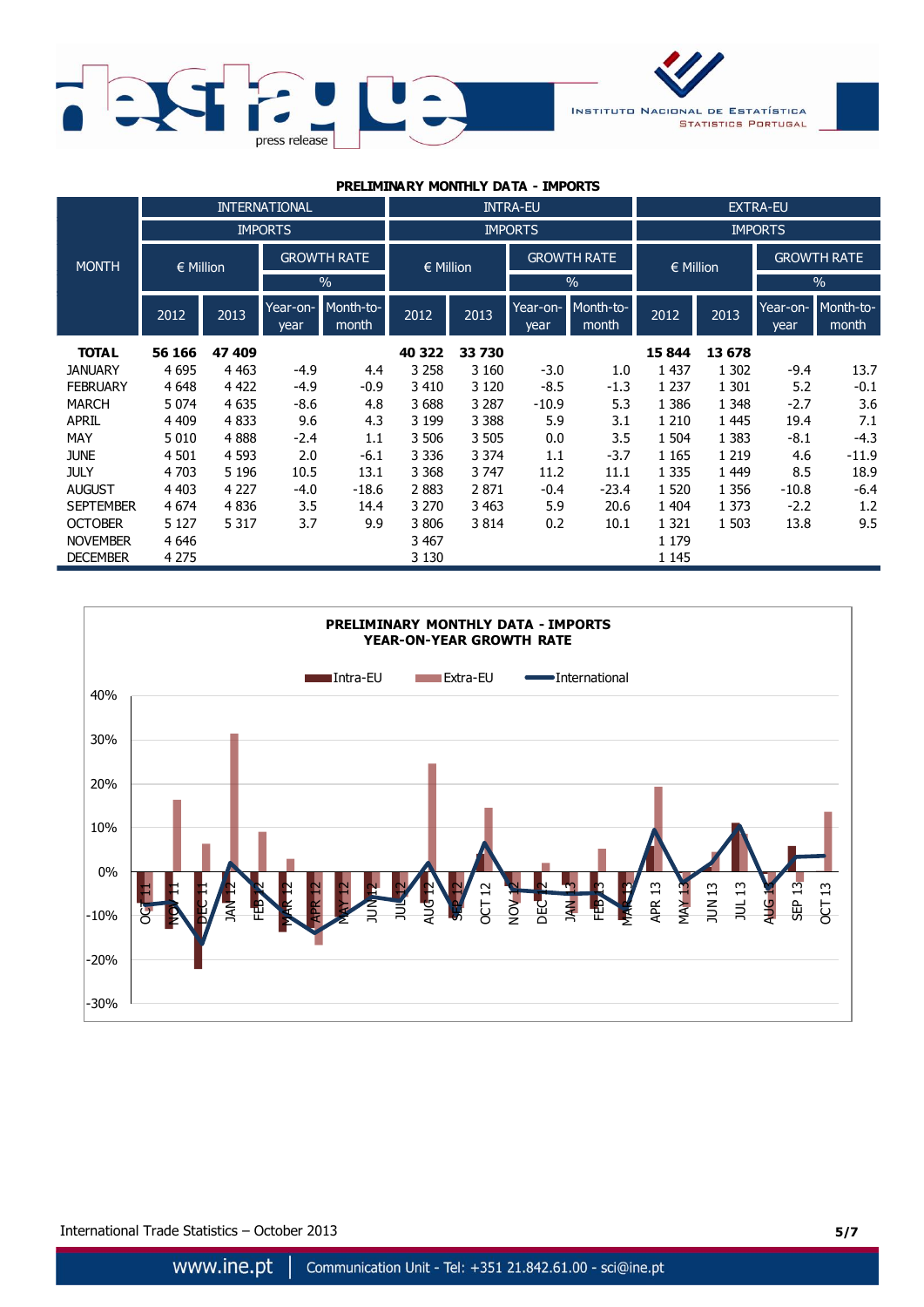**PRELIMINARY MONTHLY DATA - IMPORTS**

| MONTH | INTERNATIONAL IMPORTS | | | | INTRA-EU IMPORTS | | | | EXTRA-EU IMPORTS | | | |
|---|---|---|---|---|---|---|---|---|---|---|---|---|
| | € Million | | GROWTH RATE % | | € Million | | GROWTH RATE % | | € Million | | GROWTH RATE % | |
| | 2012 | 2013 | Year-on-year | Month-to-month | 2012 | 2013 | Year-on-year | Month-to-month | 2012 | 2013 | Year-on-year | Month-to-month |
| **TOTAL** | **56 166** | **47 409** | | | **40 322** | **33 730** | | | **15 844** | **13 678** | | |
| JANUARY | 4 695 | 4 463 | -4.9 | 4.4 | 3 258 | 3 160 | -3.0 | 1.0 | 1 437 | 1 302 | -9.4 | 13.7 |
| FEBRUARY | 4 648 | 4 422 | -4.9 | -0.9 | 3 410 | 3 120 | -8.5 | -1.3 | 1 237 | 1 301 | 5.2 | -0.1 |
| MARCH | 5 074 | 4 635 | -8.6 | 4.8 | 3 688 | 3 287 | -10.9 | 5.3 | 1 386 | 1 348 | -2.7 | 3.6 |
| APRIL | 4 409 | 4 833 | 9.6 | 4.3 | 3 199 | 3 388 | 5.9 | 3.1 | 1 210 | 1 445 | 19.4 | 7.1 |
| MAY | 5 010 | 4 888 | -2.4 | 1.1 | 3 506 | 3 505 | 0.0 | 3.5 | 1 504 | 1 383 | -8.1 | -4.3 |
| JUNE | 4 501 | 4 593 | 2.0 | -6.1 | 3 336 | 3 374 | 1.1 | -3.7 | 1 165 | 1 219 | 4.6 | -11.9 |
| JULY | 4 703 | 5 196 | 10.5 | 13.1 | 3 368 | 3 747 | 11.2 | 11.1 | 1 335 | 1 449 | 8.5 | 18.9 |
| AUGUST | 4 403 | 4 227 | -4.0 | -18.6 | 2 883 | 2 871 | -0.4 | -23.4 | 1 520 | 1 356 | -10.8 | -6.4 |
| SEPTEMBER | 4 674 | 4 836 | 3.5 | 14.4 | 3 270 | 3 463 | 5.9 | 20.6 | 1 404 | 1 373 | -2.2 | 1.2 |
| OCTOBER | 5 127 | 5 317 | 3.7 | 9.9 | 3 806 | 3 814 | 0.2 | 10.1 | 1 321 | 1 503 | 13.8 | 9.5 |
| NOVEMBER | 4 646 | | | | 3 467 | | | | 1 179 | | | |
| DECEMBER | 4 275 | | | | 3 130 | | | | 1 145 | | | |

**PRELIMINARY MONTHLY DATA - IMPORTS**
**YEAR-ON-YEAR GROWTH RATE**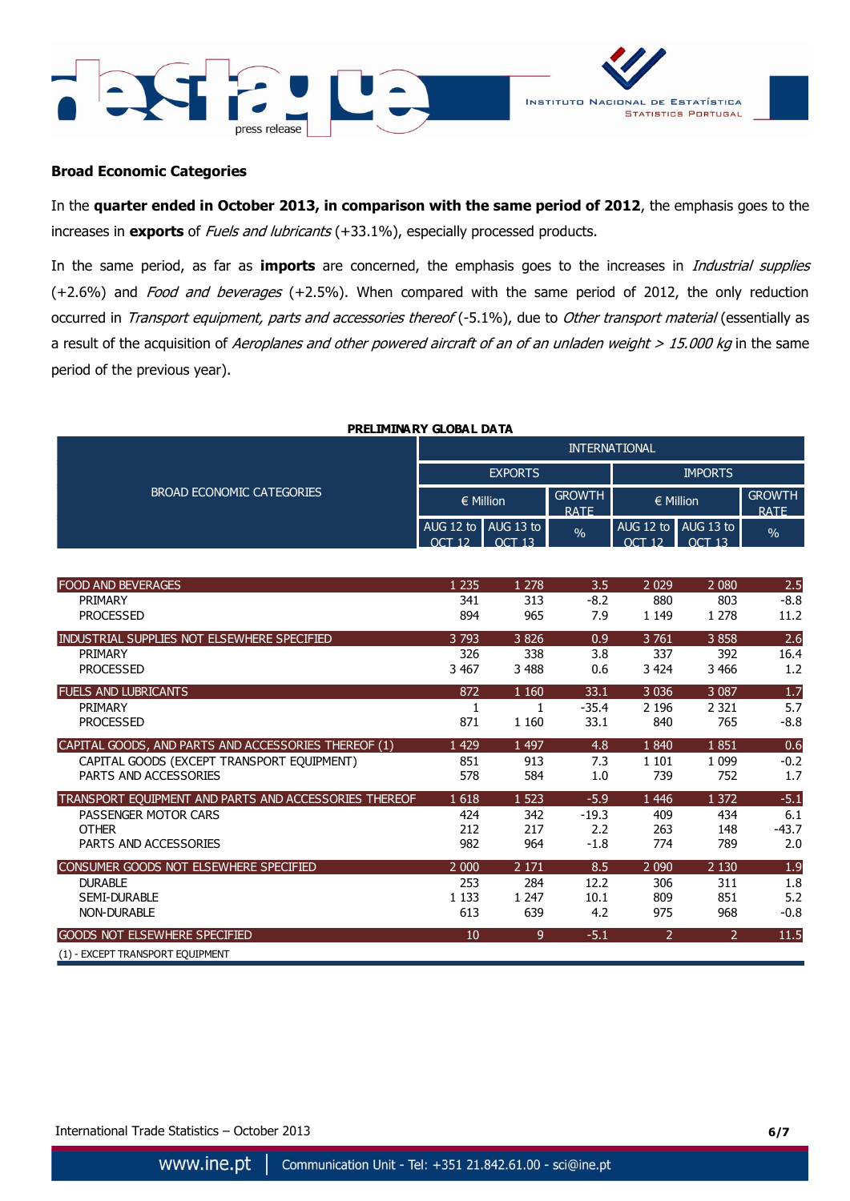### Broad Economic Categories

In the **quarter ended in October 2013, in comparison with the same period of 2012**, the emphasis goes to the increases in **exports** of *Fuels and lubricants* (+33.1%), especially processed products.

In the same period, as far as **imports** are concerned, the emphasis goes to the increases in *Industrial supplies* (+2.6%) and *Food and beverages* (+2.5%). When compared with the same period of 2012, the only reduction occurred in *Transport equipment, parts and accessories thereof* (-5.1%), due to *Other transport material* (essentially as a result of the acquisition of *Aeroplanes and other powered aircraft of an of an unladen weight > 15.000 kg* in the same period of the previous year).

**PRELIMINARY GLOBAL DATA**

| BROAD ECONOMIC CATEGORIES | INTERNATIONAL | | | | | |
|---|---|---|---|---|---|---|
| | EXPORTS | | | IMPORTS | | |
| | € Million | | GROWTH RATE | € Million | | GROWTH RATE |
| | AUG 12 to OCT 12 | AUG 13 to OCT 13 | % | AUG 12 to OCT 12 | AUG 13 to OCT 13 | % |
| **FOOD AND BEVERAGES** | 1 235 | 1 278 | 3.5 | 2 029 | 2 080 | 2.5 |
| PRIMARY | 341 | 313 | -8.2 | 880 | 803 | -8.8 |
| PROCESSED | 894 | 965 | 7.9 | 1 149 | 1 278 | 11.2 |
| **INDUSTRIAL SUPPLIES NOT ELSEWHERE SPECIFIED** | 3 793 | 3 826 | 0.9 | 3 761 | 3 858 | 2.6 |
| PRIMARY | 326 | 338 | 3.8 | 337 | 392 | 16.4 |
| PROCESSED | 3 467 | 3 488 | 0.6 | 3 424 | 3 466 | 1.2 |
| **FUELS AND LUBRICANTS** | 872 | 1 160 | 33.1 | 3 036 | 3 087 | 1.7 |
| PRIMARY | 1 | 1 | -35.4 | 2 196 | 2 321 | 5.7 |
| PROCESSED | 871 | 1 160 | 33.1 | 840 | 765 | -8.8 |
| **CAPITAL GOODS, AND PARTS AND ACCESSORIES THEREOF (1)** | 1 429 | 1 497 | 4.8 | 1 840 | 1 851 | 0.6 |
| CAPITAL GOODS (EXCEPT TRANSPORT EQUIPMENT) | 851 | 913 | 7.3 | 1 101 | 1 099 | -0.2 |
| PARTS AND ACCESSORIES | 578 | 584 | 1.0 | 739 | 752 | 1.7 |
| **TRANSPORT EQUIPMENT AND PARTS AND ACCESSORIES THEREOF** | 1 618 | 1 523 | -5.9 | 1 446 | 1 372 | -5.1 |
| PASSENGER MOTOR CARS | 424 | 342 | -19.3 | 409 | 434 | 6.1 |
| OTHER | 212 | 217 | 2.2 | 263 | 148 | -43.7 |
| PARTS AND ACCESSORIES | 982 | 964 | -1.8 | 774 | 789 | 2.0 |
| **CONSUMER GOODS NOT ELSEWHERE SPECIFIED** | 2 000 | 2 171 | 8.5 | 2 090 | 2 130 | 1.9 |
| DURABLE | 253 | 284 | 12.2 | 306 | 311 | 1.8 |
| SEMI-DURABLE | 1 133 | 1 247 | 10.1 | 809 | 851 | 5.2 |
| NON-DURABLE | 613 | 639 | 4.2 | 975 | 968 | -0.8 |
| **GOODS NOT ELSEWHERE SPECIFIED** | 10 | 9 | -5.1 | 2 | 2 | 11.5 |

(1) - EXCEPT TRANSPORT EQUIPMENT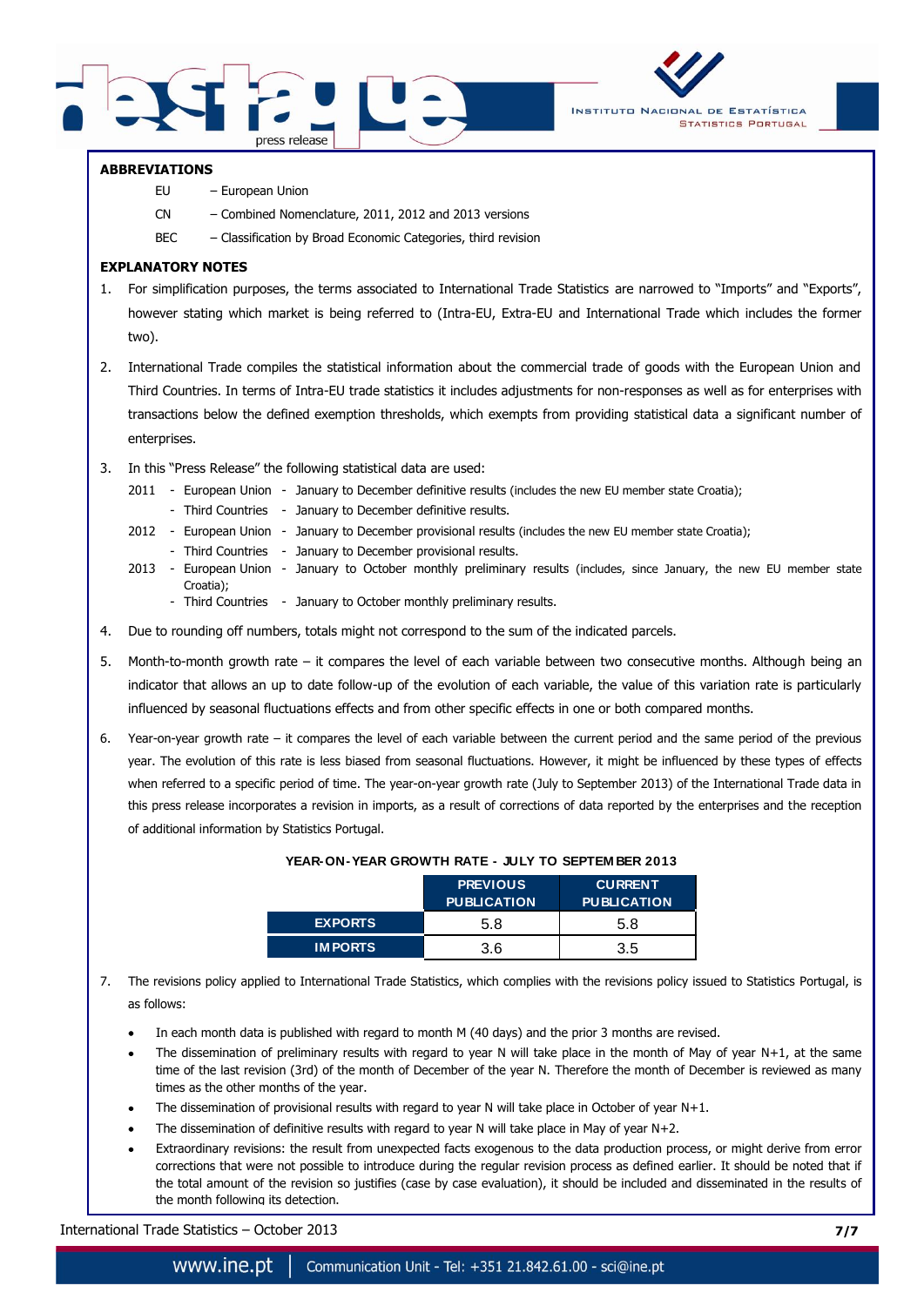## ABBREVIATIONS

EU – European Union

CN – Combined Nomenclature, 2011, 2012 and 2013 versions

BEC – Classification by Broad Economic Categories, third revision

## EXPLANATORY NOTES

1. For simplification purposes, the terms associated to International Trade Statistics are narrowed to "Imports" and "Exports", however stating which market is being referred to (Intra-EU, Extra-EU and International Trade which includes the former two).

2. International Trade compiles the statistical information about the commercial trade of goods with the European Union and Third Countries. In terms of Intra-EU trade statistics it includes adjustments for non-responses as well as for enterprises with transactions below the defined exemption thresholds, which exempts from providing statistical data a significant number of enterprises.

3. In this "Press Release" the following statistical data are used:

   2011 - European Union - January to December definitive results (includes the new EU member state Croatia);
   - Third Countries - January to December definitive results.

   2012 - European Union - January to December provisional results (includes the new EU member state Croatia);
   - Third Countries - January to December provisional results.

   2013 - European Union - January to October monthly preliminary results (includes, since January, the new EU member state Croatia);
   - Third Countries - January to October monthly preliminary results.

4. Due to rounding off numbers, totals might not correspond to the sum of the indicated parcels.

5. Month-to-month growth rate – it compares the level of each variable between two consecutive months. Although being an indicator that allows an up to date follow-up of the evolution of each variable, the value of this variation rate is particularly influenced by seasonal fluctuations effects and from other specific effects in one or both compared months.

6. Year-on-year growth rate – it compares the level of each variable between the current period and the same period of the previous year. The evolution of this rate is less biased from seasonal fluctuations. However, it might be influenced by these types of effects when referred to a specific period of time. The year-on-year growth rate (July to September 2013) of the International Trade data in this press release incorporates a revision in imports, as a result of corrections of data reported by the enterprises and the reception of additional information by Statistics Portugal.

**YEAR-ON-YEAR GROWTH RATE - JULY TO SEPTEMBER 2013**

| | PREVIOUS PUBLICATION | CURRENT PUBLICATION |
|---|---|---|
| EXPORTS | 5.8 | 5.8 |
| IMPORTS | 3.6 | 3.5 |

7. The revisions policy applied to International Trade Statistics, which complies with the revisions policy issued to Statistics Portugal, is as follows:

   - In each month data is published with regard to month M (40 days) and the prior 3 months are revised.
   - The dissemination of preliminary results with regard to year N will take place in the month of May of year N+1, at the same time of the last revision (3rd) of the month of December of the year N. Therefore the month of December is reviewed as many times as the other months of the year.
   - The dissemination of provisional results with regard to year N will take place in October of year N+1.
   - The dissemination of definitive results with regard to year N will take place in May of year N+2.
   - Extraordinary revisions: the result from unexpected facts exogenous to the data production process, or might derive from error corrections that were not possible to introduce during the regular revision process as defined earlier. It should be noted that if the total amount of the revision so justifies (case by case evaluation), it should be included and disseminated in the results of the month following its detection.